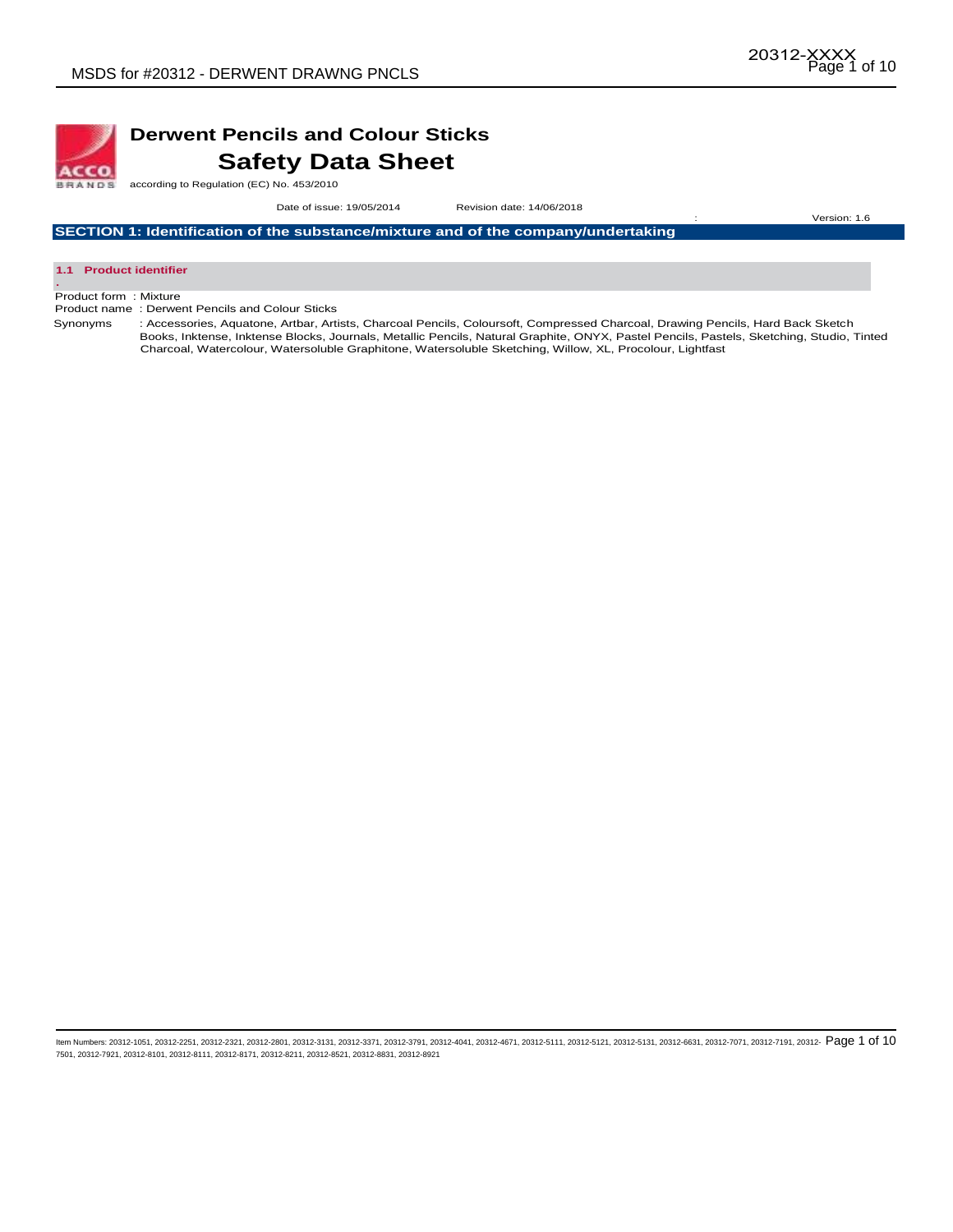# Derwent Pencils and Colour Sticks

## Safety Data Sheet

according to Regulation (EC) No. 453/2010

Date of issue: 19/05/2014 Revision date: 14/06/2018 Version: 1.6

## SECTION 1: Identification of the substance/mixture and of the company/undertaking

### 1.1 Product identifier

Product form : Mixture

Product name : Derwent Pencils and Colour Sticks

Synonyms : Accessories, Aquatone, Artbar, Artists, Charcoal Pencils, Coloursoft, Compressed Charcoal, Drawing Pencils, Hard Back Sketch Books, Inktense, Inktense Blocks, Journals, Metallic Pencils, Natural Graphite, ONYX, Pastel Pencils, Pastels, Sketching, Studio, Tinted Charcoal, Watercolour, Watersoluble Graphitone, Watersoluble Sketching, Willow, XL, Procolour, Lightfast

Item Numbers: 20312-1051, 20312-2251, 20312-2321, 20312-2801, 20312-3131, 20312-3371, 20312-3791, 20312-4041, 20312-4671, 20312-5111, 20312-5121, 20312-5131, 20312-6631, 20312-7071, 20312-7191, 20312-7501, 20312-7921, 20312-8101, 20312-8111, 20312-8171, 20312-8211, 20312-8521, 20312-8831, 20312-8921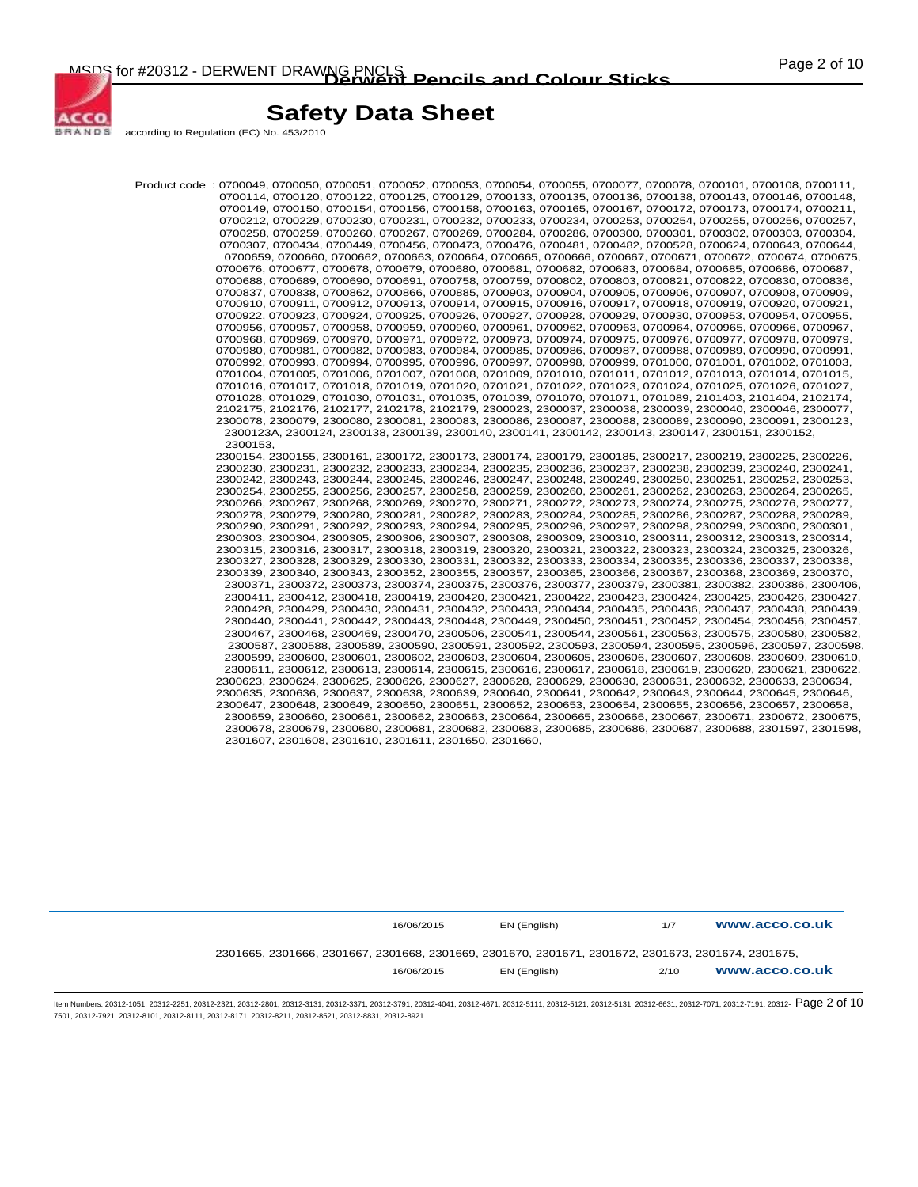Product code : 0700049, 0700050, 0700051, 0700052, 0700053, 0700054, 0700055, 0700077, 0700078, 0700101, 0700108, 0700111, 0700114, 0700120, 0700122, 0700125, 0700129, 0700133, 0700135, 0700136, 0700138, 0700143, 0700146, 0700148, 0700149, 0700150, 0700154, 0700156, 0700158, 0700163, 0700165, 0700167, 0700172, 0700173, 0700174, 0700211, 0700212, 0700229, 0700230, 0700231, 0700232, 0700233, 0700234, 0700253, 0700254, 0700255, 0700256, 0700257, 0700258, 0700259, 0700260, 0700267, 0700269, 0700284, 0700286, 0700300, 0700301, 0700302, 0700303, 0700304, 0700307, 0700434, 0700449, 0700456, 0700473, 0700476, 0700481, 0700482, 0700528, 0700624, 0700643, 0700644, 0700659, 0700660, 0700662, 0700663, 0700664, 0700665, 0700666, 0700667, 0700671, 0700672, 0700674, 0700675, 0700676, 0700677, 0700678, 0700679, 0700680, 0700681, 0700682, 0700683, 0700684, 0700685, 0700686, 0700687, 0700688, 0700689, 0700690, 0700691, 0700758, 0700759, 0700802, 0700803, 0700821, 0700822, 0700830, 0700836, 0700837, 0700838, 0700862, 0700866, 0700885, 0700903, 0700904, 0700905, 0700906, 0700907, 0700908, 0700909, 0700910, 0700911, 0700912, 0700913, 0700914, 0700915, 0700916, 0700917, 0700918, 0700919, 0700920, 0700921, 0700922, 0700923, 0700924, 0700925, 0700926, 0700927, 0700928, 0700929, 0700930, 0700953, 0700954, 0700955, 0700956, 0700957, 0700958, 0700959, 0700960, 0700961, 0700962, 0700963, 0700964, 0700965, 0700966, 0700967, 0700968, 0700969, 0700970, 0700971, 0700972, 0700973, 0700974, 0700975, 0700976, 0700977, 0700978, 0700979, 0700980, 0700981, 0700982, 0700983, 0700984, 0700985, 0700986, 0700987, 0700988, 0700989, 0700990, 0700991, 0700992, 0700993, 0700994, 0700995, 0700996, 0700997, 0700998, 0700999, 0701000, 0701001, 0701002, 0701003, 0701004, 0701005, 0701006, 0701007, 0701008, 0701009, 0701010, 0701011, 0701012, 0701013, 0701014, 0701015, 0701016, 0701017, 0701018, 0701019, 0701020, 0701021, 0701022, 0701023, 0701024, 0701025, 0701026, 0701027, 0701028, 0701029, 0701030, 0701031, 0701035, 0701039, 0701070, 0701071, 0701089, 2101403, 2101404, 2102174, 2102175, 2102176, 2102177, 2102178, 2102179, 2300023, 2300037, 2300038, 2300039, 2300040, 2300046, 2300077, 2300078, 2300079, 2300080, 2300081, 2300083, 2300086, 2300087, 2300088, 2300089, 2300090, 2300091, 2300123, 2300123A, 2300124, 2300138, 2300139, 2300140, 2300141, 2300142, 2300143, 2300147, 2300151, 2300152, 2300153,
2300154, 2300155, 2300161, 2300172, 2300173, 2300174, 2300179, 2300185, 2300217, 2300219, 2300225, 2300226, 2300230, 2300231, 2300232, 2300233, 2300234, 2300235, 2300236, 2300237, 2300238, 2300239, 2300240, 2300241, 2300242, 2300243, 2300244, 2300245, 2300246, 2300247, 2300248, 2300249, 2300250, 2300251, 2300252, 2300253, 2300254, 2300255, 2300256, 2300257, 2300258, 2300259, 2300260, 2300261, 2300262, 2300263, 2300264, 2300265, 2300266, 2300267, 2300268, 2300269, 2300270, 2300271, 2300272, 2300273, 2300274, 2300275, 2300276, 2300277, 2300278, 2300279, 2300280, 2300281, 2300282, 2300283, 2300284, 2300285, 2300286, 2300287, 2300288, 2300289, 2300290, 2300291, 2300292, 2300293, 2300294, 2300295, 2300296, 2300297, 2300298, 2300299, 2300300, 2300301, 2300303, 2300304, 2300305, 2300306, 2300307, 2300308, 2300309, 2300310, 2300311, 2300312, 2300313, 2300314, 2300315, 2300316, 2300317, 2300318, 2300319, 2300320, 2300321, 2300322, 2300323, 2300324, 2300325, 2300326, 2300327, 2300328, 2300329, 2300330, 2300331, 2300332, 2300333, 2300334, 2300335, 2300336, 2300337, 2300338, 2300339, 2300340, 2300343, 2300352, 2300355, 2300357, 2300365, 2300366, 2300367, 2300368, 2300369, 2300370, 2300371, 2300372, 2300373, 2300374, 2300375, 2300376, 2300377, 2300379, 2300381, 2300382, 2300386, 2300406, 2300411, 2300412, 2300418, 2300419, 2300420, 2300421, 2300422, 2300423, 2300424, 2300425, 2300426, 2300427, 2300428, 2300429, 2300430, 2300431, 2300432, 2300433, 2300434, 2300435, 2300436, 2300437, 2300438, 2300439, 2300440, 2300441, 2300442, 2300443, 2300448, 2300449, 2300450, 2300451, 2300452, 2300454, 2300456, 2300457, 2300467, 2300468, 2300469, 2300470, 2300506, 2300541, 2300544, 2300561, 2300563, 2300575, 2300580, 2300582, 2300587, 2300588, 2300589, 2300590, 2300591, 2300592, 2300593, 2300594, 2300595, 2300596, 2300597, 2300598, 2300599, 2300600, 2300601, 2300602, 2300603, 2300604, 2300605, 2300606, 2300607, 2300608, 2300609, 2300610, 2300611, 2300612, 2300613, 2300614, 2300615, 2300616, 2300617, 2300618, 2300619, 2300620, 2300621, 2300622, 2300623, 2300624, 2300625, 2300626, 2300627, 2300628, 2300629, 2300630, 2300631, 2300632, 2300633, 2300634, 2300635, 2300636, 2300637, 2300638, 2300639, 2300640, 2300641, 2300642, 2300643, 2300644, 2300645, 2300646, 2300647, 2300648, 2300649, 2300650, 2300651, 2300652, 2300653, 2300654, 2300655, 2300656, 2300657, 2300658, 2300659, 2300660, 2300661, 2300662, 2300663, 2300664, 2300665, 2300666, 2300667, 2300671, 2300672, 2300675, 2300678, 2300679, 2300680, 2300681, 2300682, 2300683, 2300685, 2300686, 2300687, 2300688, 2301597, 2301598, 2301607, 2301608, 2301610, 2301611, 2301650, 2301660,
2301665, 2301666, 2301667, 2301668, 2301669, 2301670, 2301671, 2301672, 2301673, 2301674, 2301675,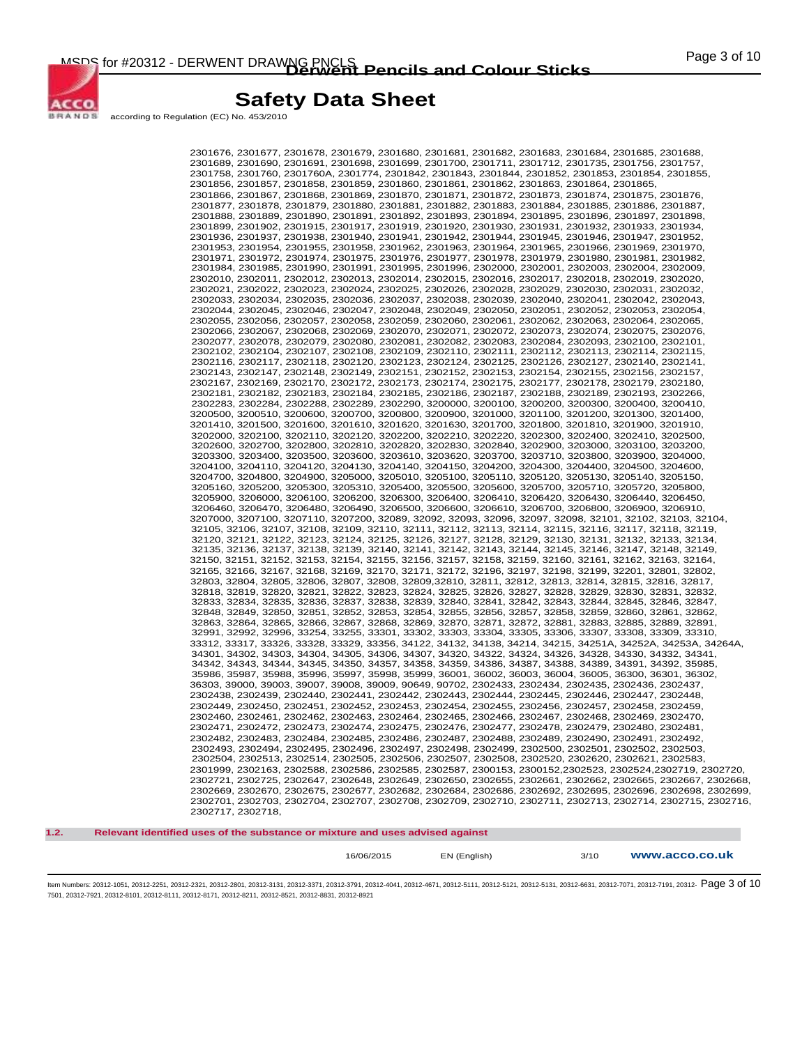2301676, 2301677, 2301678, 2301679, 2301680, 2301681, 2301682, 2301683, 2301684, 2301685, 2301688, 2301689, 2301690, 2301691, 2301698, 2301699, 2301700, 2301711, 2301712, 2301735, 2301756, 2301757, 2301758, 2301760, 2301760A, 2301774, 2301842, 2301843, 2301844, 2301852, 2301853, 2301854, 2301855, 2301856, 2301857, 2301858, 2301859, 2301860, 2301861, 2301862, 2301863, 2301864, 2301865, 2301866, 2301867, 2301868, 2301869, 2301870, 2301871, 2301872, 2301873, 2301874, 2301875, 2301876, 2301877, 2301878, 2301879, 2301880, 2301881, 2301882, 2301883, 2301884, 2301885, 2301886, 2301887, 2301888, 2301889, 2301890, 2301891, 2301892, 2301893, 2301894, 2301895, 2301896, 2301897, 2301898, 2301899, 2301902, 2301915, 2301917, 2301919, 2301920, 2301930, 2301931, 2301932, 2301933, 2301934, 2301936, 2301937, 2301938, 2301940, 2301941, 2301942, 2301944, 2301945, 2301946, 2301947, 2301952, 2301953, 2301954, 2301955, 2301958, 2301962, 2301963, 2301964, 2301965, 2301966, 2301969, 2301970, 2301971, 2301972, 2301974, 2301975, 2301976, 2301977, 2301978, 2301979, 2301980, 2301981, 2301982, 2301984, 2301985, 2301990, 2301991, 2301995, 2301996, 2302000, 2302001, 2302003, 2302004, 2302009, 2302010, 2302011, 2302012, 2302013, 2302014, 2302015, 2302016, 2302017, 2302018, 2302019, 2302020, 2302021, 2302022, 2302023, 2302024, 2302025, 2302026, 2302028, 2302029, 2302030, 2302031, 2302032, 2302033, 2302034, 2302035, 2302036, 2302037, 2302038, 2302039, 2302040, 2302041, 2302042, 2302043, 2302044, 2302045, 2302046, 2302047, 2302048, 2302049, 2302050, 2302051, 2302052, 2302053, 2302054, 2302055, 2302056, 2302057, 2302058, 2302059, 2302060, 2302061, 2302062, 2302063, 2302064, 2302065, 2302066, 2302067, 2302068, 2302069, 2302070, 2302071, 2302072, 2302073, 2302074, 2302075, 2302076, 2302077, 2302078, 2302079, 2302080, 2302081, 2302082, 2302083, 2302084, 2302093, 2302100, 2302101, 2302102, 2302104, 2302107, 2302108, 2302109, 2302110, 2302111, 2302112, 2302113, 2302114, 2302115, 2302116, 2302117, 2302118, 2302120, 2302123, 2302124, 2302125, 2302126, 2302127, 2302140, 2302141, 2302143, 2302147, 2302148, 2302149, 2302151, 2302152, 2302153, 2302154, 2302155, 2302156, 2302157, 2302167, 2302169, 2302170, 2302172, 2302173, 2302174, 2302175, 2302177, 2302178, 2302179, 2302180, 2302181, 2302182, 2302183, 2302184, 2302185, 2302186, 2302187, 2302188, 2302189, 2302193, 2302266, 2302283, 2302284, 2302288, 2302289, 2302290, 3200000, 3200100, 3200200, 3200300, 3200400, 3200410, 3200500, 3200510, 3200600, 3200700, 3200800, 3200900, 3201000, 3201100, 3201200, 3201300, 3201400, 3201410, 3201500, 3201600, 3201610, 3201620, 3201630, 3201700, 3201800, 3201810, 3201900, 3201910, 3202000, 3202100, 3202110, 3202120, 3202200, 3202210, 3202220, 3202300, 3202400, 3202410, 3202500, 3202600, 3202700, 3202800, 3202810, 3202820, 3202830, 3202840, 3202900, 3203000, 3203100, 3203200, 3203300, 3203400, 3203500, 3203600, 3203610, 3203620, 3203700, 3203710, 3203800, 3203900, 3204000, 3204100, 3204110, 3204120, 3204130, 3204140, 3204150, 3204200, 3204300, 3204400, 3204500, 3204600, 3204700, 3204800, 3204900, 3205000, 3205010, 3205100, 3205110, 3205120, 3205130, 3205140, 3205150, 3205160, 3205200, 3205300, 3205310, 3205400, 3205500, 3205600, 3205700, 3205710, 3205720, 3205800, 3205900, 3206000, 3206100, 3206200, 3206300, 3206400, 3206410, 3206420, 3206430, 3206440, 3206450, 3206460, 3206470, 3206480, 3206490, 3206500, 3206600, 3206610, 3206700, 3206800, 3206900, 3206910, 3207000, 3207100, 3207110, 3207200, 32089, 32092, 32093, 32096, 32097, 32098, 32101, 32102, 32103, 32104, 32105, 32106, 32107, 32108, 32109, 32110, 32111, 32112, 32113, 32114, 32115, 32116, 32117, 32118, 32119, 32120, 32121, 32122, 32123, 32124, 32125, 32126, 32127, 32128, 32129, 32130, 32131, 32132, 32133, 32134, 32135, 32136, 32137, 32138, 32139, 32140, 32141, 32142, 32143, 32144, 32145, 32146, 32147, 32148, 32149, 32150, 32151, 32152, 32153, 32154, 32155, 32156, 32157, 32158, 32159, 32160, 32161, 32162, 32163, 32164, 32165, 32166, 32167, 32168, 32169, 32170, 32171, 32172, 32196, 32197, 32198, 32199, 32201, 32801, 32802, 32803, 32804, 32805, 32806, 32807, 32808, 32809,32810, 32811, 32812, 32813, 32814, 32815, 32816, 32817, 32818, 32819, 32820, 32821, 32822, 32823, 32824, 32825, 32826, 32827, 32828, 32829, 32830, 32831, 32832, 32833, 32834, 32835, 32836, 32837, 32838, 32839, 32840, 32841, 32842, 32843, 32844, 32845, 32846, 32847, 32848, 32849, 32850, 32851, 32852, 32853, 32854, 32855, 32856, 32857, 32858, 32859, 32860, 32861, 32862, 32863, 32864, 32865, 32866, 32867, 32868, 32869, 32870, 32871, 32872, 32881, 32883, 32885, 32889, 32891, 32991, 32992, 32996, 33254, 33255, 33301, 33302, 33303, 33304, 33305, 33306, 33307, 33308, 33309, 33310, 33312, 33317, 33326, 33328, 33329, 33356, 34122, 34132, 34138, 34214, 34215, 34251A, 34252A, 34253A, 34264A, 34301, 34302, 34303, 34304, 34305, 34306, 34307, 34320, 34322, 34324, 34326, 34328, 34330, 34332, 34341, 34342, 34343, 34344, 34345, 34350, 34357, 34358, 34359, 34386, 34387, 34388, 34389, 34391, 34392, 35985, 35986, 35987, 35988, 35996, 35997, 35998, 35999, 36001, 36002, 36003, 36004, 36005, 36300, 36301, 36302, 36303, 39000, 39003, 39007, 39008, 39009, 90649, 90702, 2302433, 2302434, 2302435, 2302436, 2302437, 2302438, 2302439, 2302440, 2302441, 2302442, 2302443, 2302444, 2302445, 2302446, 2302447, 2302448, 2302449, 2302450, 2302451, 2302452, 2302453, 2302454, 2302455, 2302456, 2302457, 2302458, 2302459, 2302460, 2302461, 2302462, 2302463, 2302464, 2302465, 2302466, 2302467, 2302468, 2302469, 2302470, 2302471, 2302472, 2302473, 2302474, 2302475, 2302476, 2302477, 2302478, 2302479, 2302480, 2302481, 2302482, 2302483, 2302484, 2302485, 2302486, 2302487, 2302488, 2302489, 2302490, 2302491, 2302492, 2302493, 2302494, 2302495, 2302496, 2302497, 2302498, 2302499, 2302500, 2302501, 2302502, 2302503, 2302504, 2302513, 2302514, 2302505, 2302506, 2302507, 2302508, 2302520, 2302620, 2302621, 2302583, 2301999, 2302163, 2302588, 2302586, 2302585, 2302587, 2300153, 2300152,2302523, 2302524,2302719, 2302720, 2302721, 2302725, 2302647, 2302648, 2302649, 2302650, 2302655, 2302661, 2302662, 2302665, 2302667, 2302668, 2302669, 2302670, 2302675, 2302677, 2302682, 2302684, 2302686, 2302692, 2302695, 2302696, 2302698, 2302699, 2302701, 2302703, 2302704, 2302707, 2302708, 2302709, 2302710, 2302711, 2302713, 2302714, 2302715, 2302716, 2302717, 2302718,

**1.2. Relevant identified uses of the substance or mixture and uses advised against**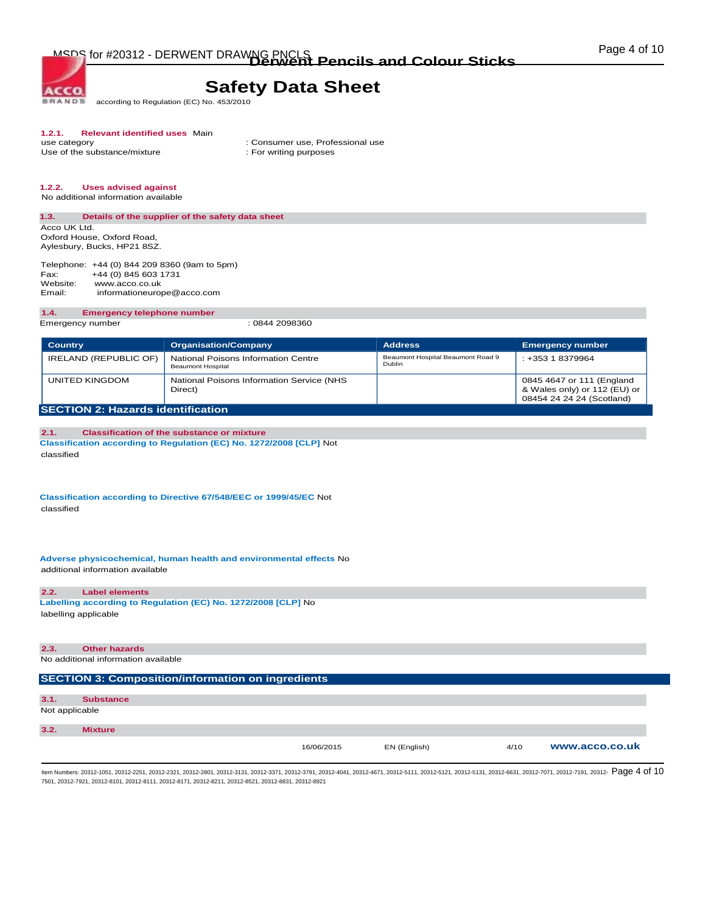#### 1.2.1. Relevant identified uses

Main use category : Consumer use, Professional use

Use of the substance/mixture : For writing purposes

#### 1.2.2. Uses advised against

No additional information available

### 1.3. Details of the supplier of the safety data sheet

Acco UK Ltd.
Oxford House, Oxford Road,
Aylesbury, Bucks, HP21 8SZ.

Telephone: +44 (0) 844 209 8360 (9am to 5pm)
Fax: +44 (0) 845 603 1731
Website: www.acco.co.uk
Email: informationeurope@acco.com

### 1.4. Emergency telephone number

Emergency number : 0844 2098360

| Country | Organisation/Company | Address | Emergency number |
|---|---|---|---|
| IRELAND (REPUBLIC OF) | National Poisons Information Centre Beaumont Hospital | Beaumont Hospital Beaumont Road 9 Dublin | : +353 1 8379964 |
| UNITED KINGDOM | National Poisons Information Service (NHS Direct) | | 0845 4647 or 111 (England & Wales only) or 112 (EU) or 08454 24 24 24 (Scotland) |

## SECTION 2: Hazards identification

### 2.1. Classification of the substance or mixture

**Classification according to Regulation (EC) No. 1272/2008 [CLP]** Not classified

**Classification according to Directive 67/548/EEC or 1999/45/EC** Not classified

**Adverse physicochemical, human health and environmental effects** No additional information available

### 2.2. Label elements

**Labelling according to Regulation (EC) No. 1272/2008 [CLP]** No labelling applicable

### 2.3. Other hazards

No additional information available

## SECTION 3: Composition/information on ingredients

### 3.1. Substance

Not applicable

### 3.2. Mixture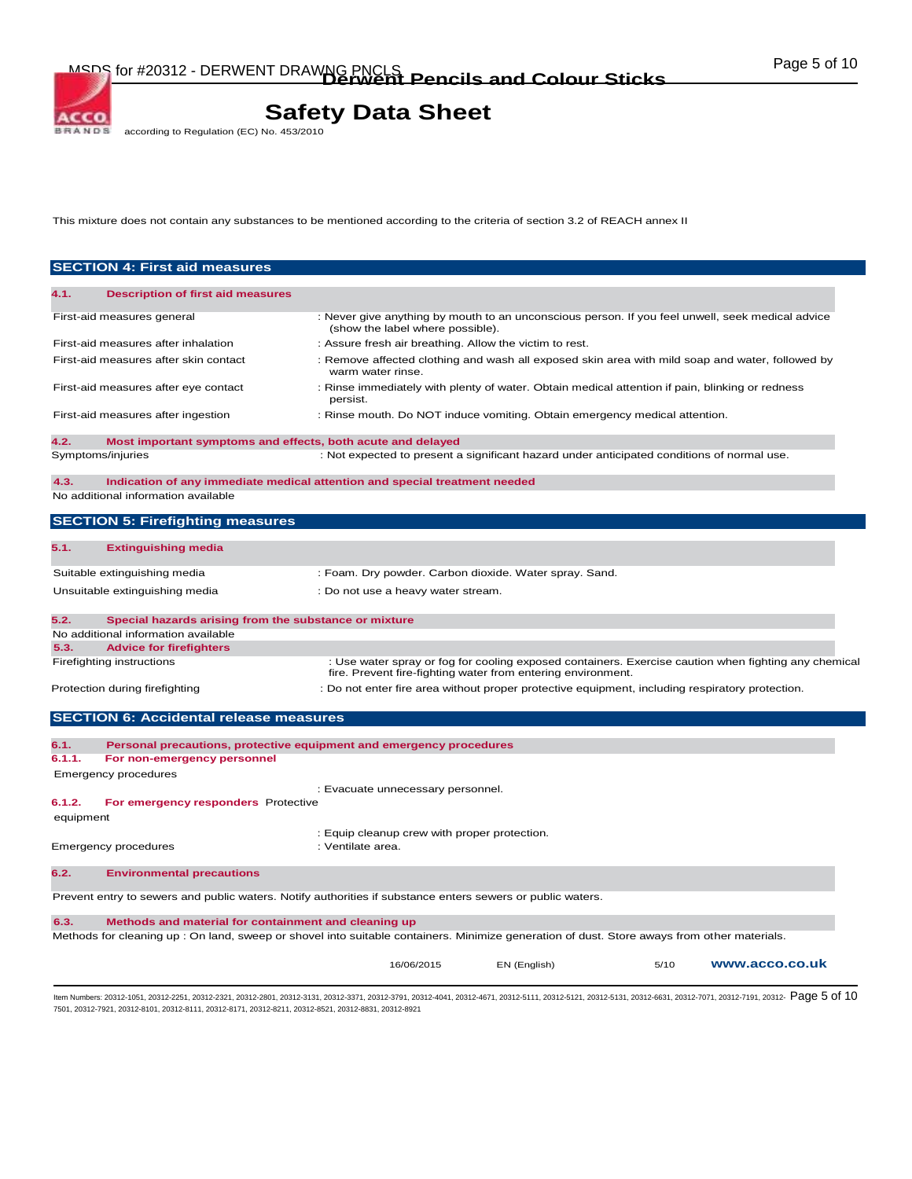This mixture does not contain any substances to be mentioned according to the criteria of section 3.2 of REACH annex II

## SECTION 4: First aid measures

### 4.1. Description of first aid measures

| | |
|---|---|
| First-aid measures general | : Never give anything by mouth to an unconscious person. If you feel unwell, seek medical advice (show the label where possible). |
| First-aid measures after inhalation | : Assure fresh air breathing. Allow the victim to rest. |
| First-aid measures after skin contact | : Remove affected clothing and wash all exposed skin area with mild soap and water, followed by warm water rinse. |
| First-aid measures after eye contact | : Rinse immediately with plenty of water. Obtain medical attention if pain, blinking or redness persist. |
| First-aid measures after ingestion | : Rinse mouth. Do NOT induce vomiting. Obtain emergency medical attention. |

### 4.2. Most important symptoms and effects, both acute and delayed

| | |
|---|---|
| Symptoms/injuries | : Not expected to present a significant hazard under anticipated conditions of normal use. |

### 4.3. Indication of any immediate medical attention and special treatment needed

No additional information available

## SECTION 5: Firefighting measures

### 5.1. Extinguishing media

| | |
|---|---|
| Suitable extinguishing media | : Foam. Dry powder. Carbon dioxide. Water spray. Sand. |
| Unsuitable extinguishing media | : Do not use a heavy water stream. |

### 5.2. Special hazards arising from the substance or mixture

No additional information available

### 5.3. Advice for firefighters

| | |
|---|---|
| Firefighting instructions | : Use water spray or fog for cooling exposed containers. Exercise caution when fighting any chemical fire. Prevent fire-fighting water from entering environment. |
| Protection during firefighting | : Do not enter fire area without proper protective equipment, including respiratory protection. |

## SECTION 6: Accidental release measures

### 6.1. Personal precautions, protective equipment and emergency procedures

#### 6.1.1. For non-emergency personnel

| | |
|---|---|
| Emergency procedures | : Evacuate unnecessary personnel. |

#### 6.1.2. For emergency responders

| | |
|---|---|
| Protective equipment | : Equip cleanup crew with proper protection. |
| Emergency procedures | : Ventilate area. |

### 6.2. Environmental precautions

Prevent entry to sewers and public waters. Notify authorities if substance enters sewers or public waters.

### 6.3. Methods and material for containment and cleaning up

Methods for cleaning up : On land, sweep or shovel into suitable containers. Minimize generation of dust. Store aways from other materials.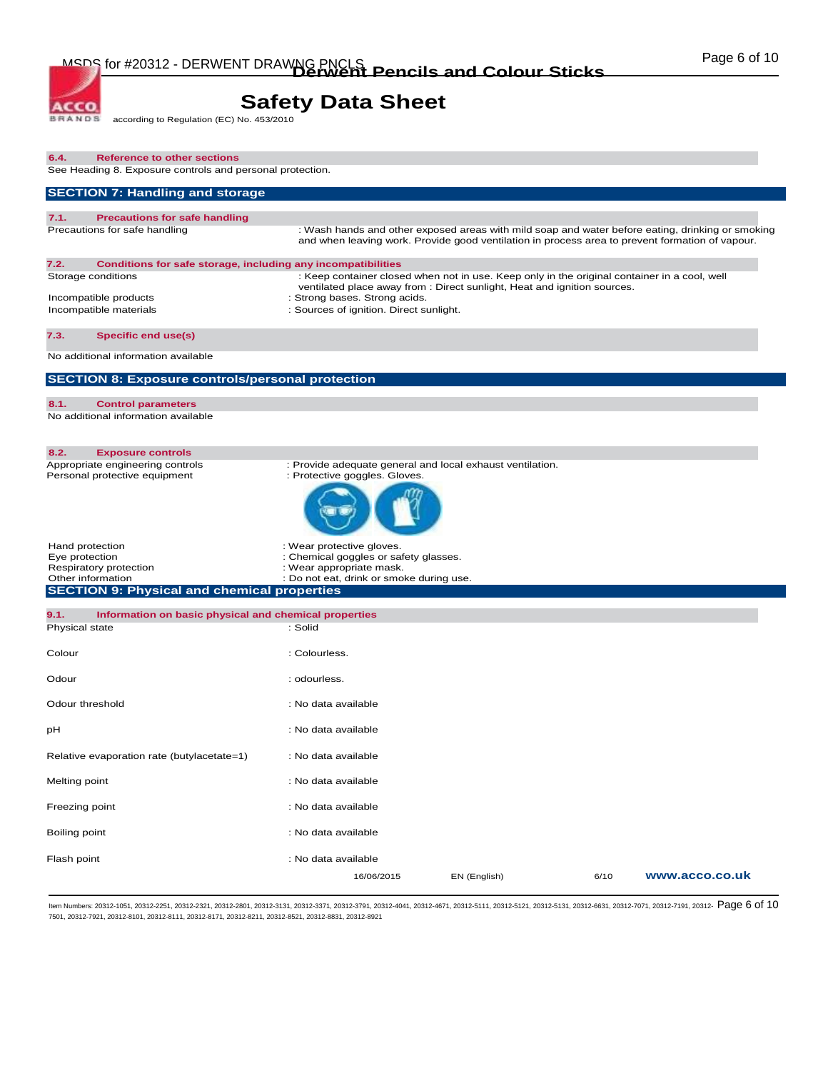### 6.4. Reference to other sections

See Heading 8. Exposure controls and personal protection.

## SECTION 7: Handling and storage

### 7.1. Precautions for safe handling

| | |
|---|---|
| Precautions for safe handling | : Wash hands and other exposed areas with mild soap and water before eating, drinking or smoking and when leaving work. Provide good ventilation in process area to prevent formation of vapour. |

### 7.2. Conditions for safe storage, including any incompatibilities

| | |
|---|---|
| Storage conditions | : Keep container closed when not in use. Keep only in the original container in a cool, well ventilated place away from : Direct sunlight, Heat and ignition sources. |
| Incompatible products | : Strong bases. Strong acids. |
| Incompatible materials | : Sources of ignition. Direct sunlight. |

### 7.3. Specific end use(s)

No additional information available

## SECTION 8: Exposure controls/personal protection

### 8.1. Control parameters

No additional information available

### 8.2. Exposure controls

| | |
|---|---|
| Appropriate engineering controls | : Provide adequate general and local exhaust ventilation. |
| Personal protective equipment | : Protective goggles. Gloves. |
| Hand protection | : Wear protective gloves. |
| Eye protection | : Chemical goggles or safety glasses. |
| Respiratory protection | : Wear appropriate mask. |
| Other information | : Do not eat, drink or smoke during use. |

## SECTION 9: Physical and chemical properties

### 9.1. Information on basic physical and chemical properties

| | |
|---|---|
| Physical state | : Solid |
| Colour | : Colourless. |
| Odour | : odourless. |
| Odour threshold | : No data available |
| pH | : No data available |
| Relative evaporation rate (butylacetate=1) | : No data available |
| Melting point | : No data available |
| Freezing point | : No data available |
| Boiling point | : No data available |
| Flash point | : No data available |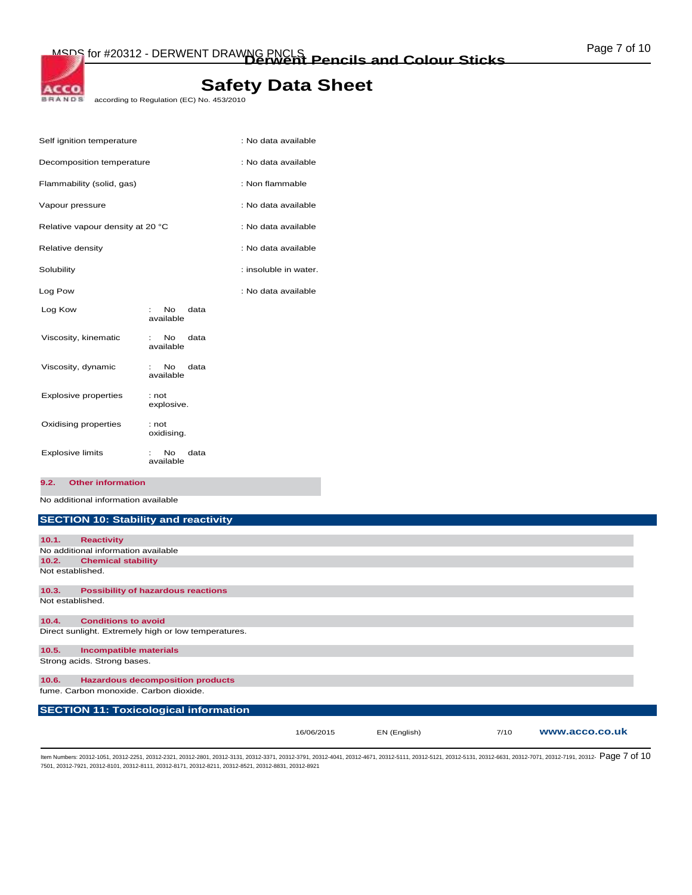| Property | Value |
|---|---|
| Self ignition temperature | : No data available |
| Decomposition temperature | : No data available |
| Flammability (solid, gas) | : Non flammable |
| Vapour pressure | : No data available |
| Relative vapour density at 20 °C | : No data available |
| Relative density | : No data available |
| Solubility | : insoluble in water. |
| Log Pow | : No data available |
| Log Kow | : No data available |
| Viscosity, kinematic | : No data available |
| Viscosity, dynamic | : No data available |
| Explosive properties | : not explosive. |
| Oxidising properties | : not oxidising. |
| Explosive limits | : No data available |

### 9.2. Other information

No additional information available

## SECTION 10: Stability and reactivity

### 10.1. Reactivity

No additional information available

### 10.2. Chemical stability

Not established.

### 10.3. Possibility of hazardous reactions

Not established.

### 10.4. Conditions to avoid

Direct sunlight. Extremely high or low temperatures.

### 10.5. Incompatible materials

Strong acids. Strong bases.

### 10.6. Hazardous decomposition products

fume. Carbon monoxide. Carbon dioxide.

## SECTION 11: Toxicological information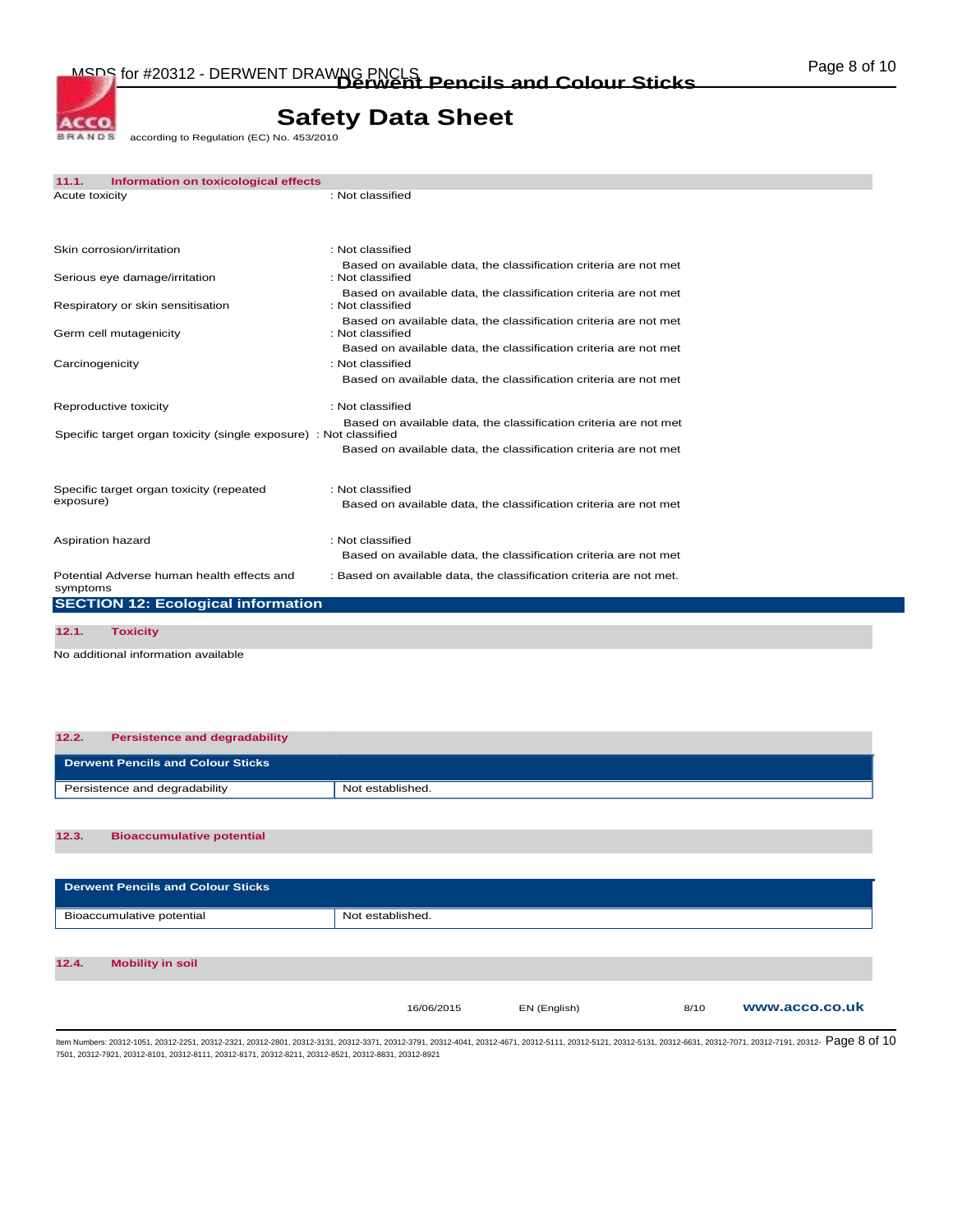### 11.1. Information on toxicological effects

Acute toxicity : Not classified

Skin corrosion/irritation : Not classified
Based on available data, the classification criteria are not met

Serious eye damage/irritation : Not classified
Based on available data, the classification criteria are not met

Respiratory or skin sensitisation : Not classified
Based on available data, the classification criteria are not met

Germ cell mutagenicity : Not classified
Based on available data, the classification criteria are not met

Carcinogenicity : Not classified
Based on available data, the classification criteria are not met

Reproductive toxicity : Not classified
Based on available data, the classification criteria are not met

Specific target organ toxicity (single exposure) : Not classified
Based on available data, the classification criteria are not met

Specific target organ toxicity (repeated exposure) : Not classified
Based on available data, the classification criteria are not met

Aspiration hazard : Not classified
Based on available data, the classification criteria are not met

Potential Adverse human health effects and symptoms : Based on available data, the classification criteria are not met.

## SECTION 12: Ecological information

### 12.1. Toxicity

No additional information available

### 12.2. Persistence and degradability

| Derwent Pencils and Colour Sticks | |
|---|---|
| Persistence and degradability | Not established. |

### 12.3. Bioaccumulative potential

| Derwent Pencils and Colour Sticks | |
|---|---|
| Bioaccumulative potential | Not established. |

### 12.4. Mobility in soil

Item Numbers: 20312-1051, 20312-2251, 20312-2321, 20312-2801, 20312-3131, 20312-3371, 20312-3791, 20312-4041, 20312-4671, 20312-5111, 20312-5121, 20312-5131, 20312-6631, 20312-7071, 20312-7191, 20312-7501, 20312-7921, 20312-8101, 20312-8111, 20312-8171, 20312-8211, 20312-8521, 20312-8831, 20312-8921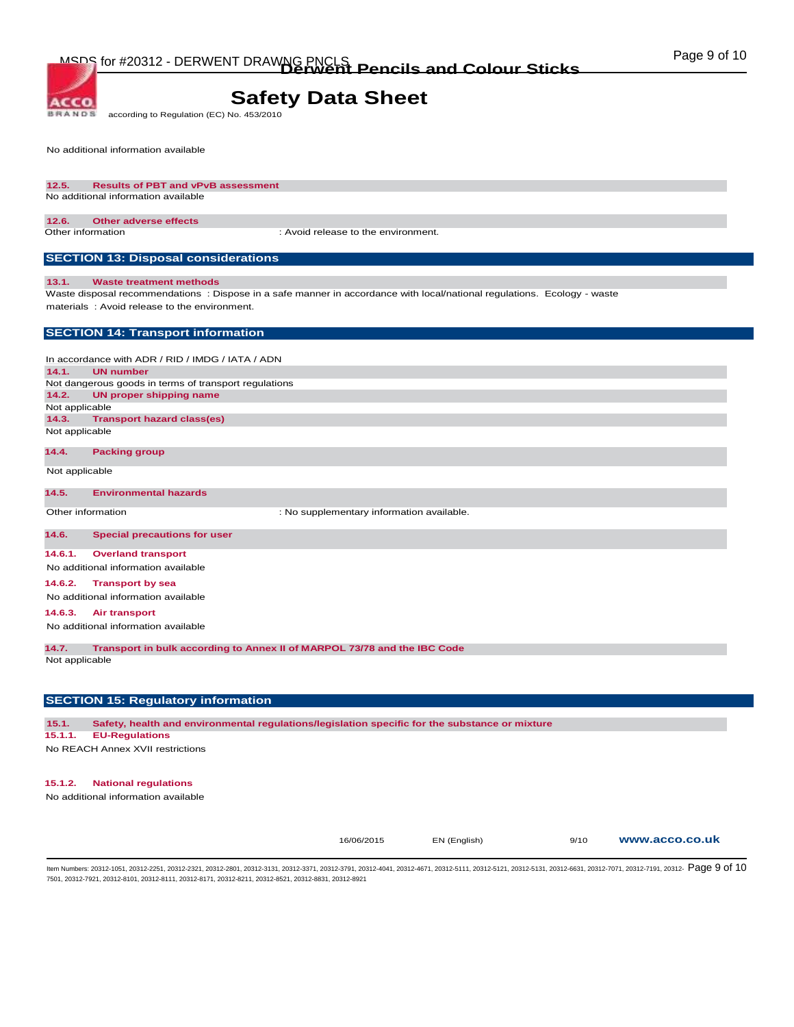No additional information available

### 12.5. Results of PBT and vPvB assessment

No additional information available

### 12.6. Other adverse effects

Other information : Avoid release to the environment.

## SECTION 13: Disposal considerations

### 13.1. Waste treatment methods

Waste disposal recommendations : Dispose in a safe manner in accordance with local/national regulations. Ecology - waste materials : Avoid release to the environment.

## SECTION 14: Transport information

In accordance with ADR / RID / IMDG / IATA / ADN

### 14.1. UN number

Not dangerous goods in terms of transport regulations

### 14.2. UN proper shipping name

Not applicable

### 14.3. Transport hazard class(es)

Not applicable

### 14.4. Packing group

Not applicable

### 14.5. Environmental hazards

Other information : No supplementary information available.

### 14.6. Special precautions for user

#### 14.6.1. Overland transport

No additional information available

#### 14.6.2. Transport by sea

No additional information available

#### 14.6.3. Air transport

No additional information available

### 14.7. Transport in bulk according to Annex II of MARPOL 73/78 and the IBC Code

Not applicable

## SECTION 15: Regulatory information

### 15.1. Safety, health and environmental regulations/legislation specific for the substance or mixture

#### 15.1.1. EU-Regulations

No REACH Annex XVII restrictions

#### 15.1.2. National regulations

No additional information available

Item Numbers: 20312-1051, 20312-2251, 20312-2321, 20312-2801, 20312-3131, 20312-3371, 20312-3791, 20312-4041, 20312-4671, 20312-5111, 20312-5121, 20312-5131, 20312-6631, 20312-7071, 20312-7191, 20312-7501, 20312-7921, 20312-8101, 20312-8111, 20312-8171, 20312-8211, 20312-8521, 20312-8831, 20312-8921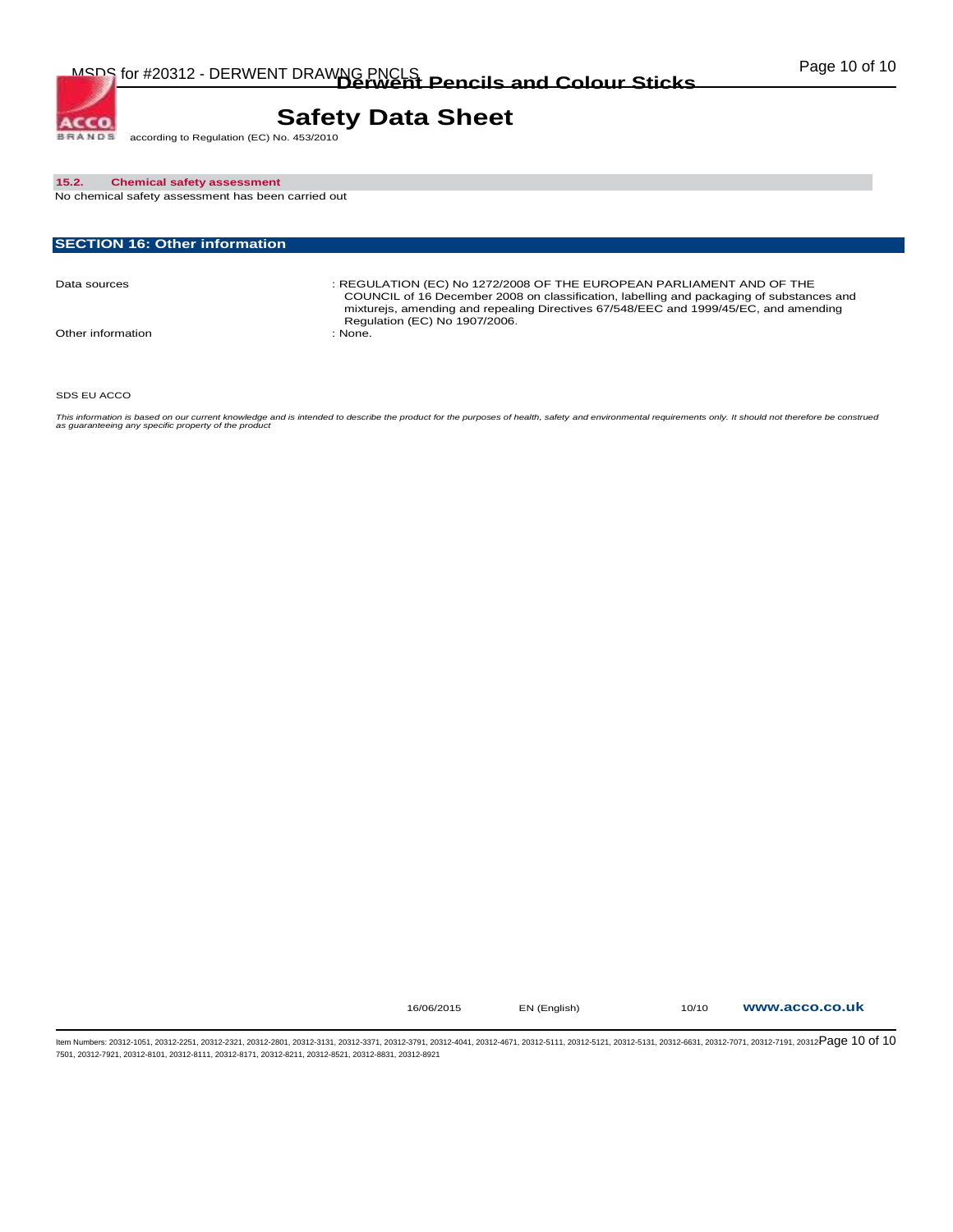#### 15.2. Chemical safety assessment

No chemical safety assessment has been carried out

## SECTION 16: Other information

| | |
|---|---|
| Data sources | : REGULATION (EC) No 1272/2008 OF THE EUROPEAN PARLIAMENT AND OF THE COUNCIL of 16 December 2008 on classification, labelling and packaging of substances and mixturejs, amending and repealing Directives 67/548/EEC and 1999/45/EC, and amending Regulation (EC) No 1907/2006. |
| Other information | : None. |

SDS EU ACCO

*This information is based on our current knowledge and is intended to describe the product for the purposes of health, safety and environmental requirements only. It should not therefore be construed as guaranteeing any specific property of the product*

Item Numbers: 20312-1051, 20312-2251, 20312-2321, 20312-2801, 20312-3131, 20312-3371, 20312-3791, 20312-4041, 20312-4671, 20312-5111, 20312-5121, 20312-5131, 20312-6631, 20312-7071, 20312-7191, 20312-7501, 20312-7921, 20312-8101, 20312-8111, 20312-8171, 20312-8211, 20312-8521, 20312-8831, 20312-8921